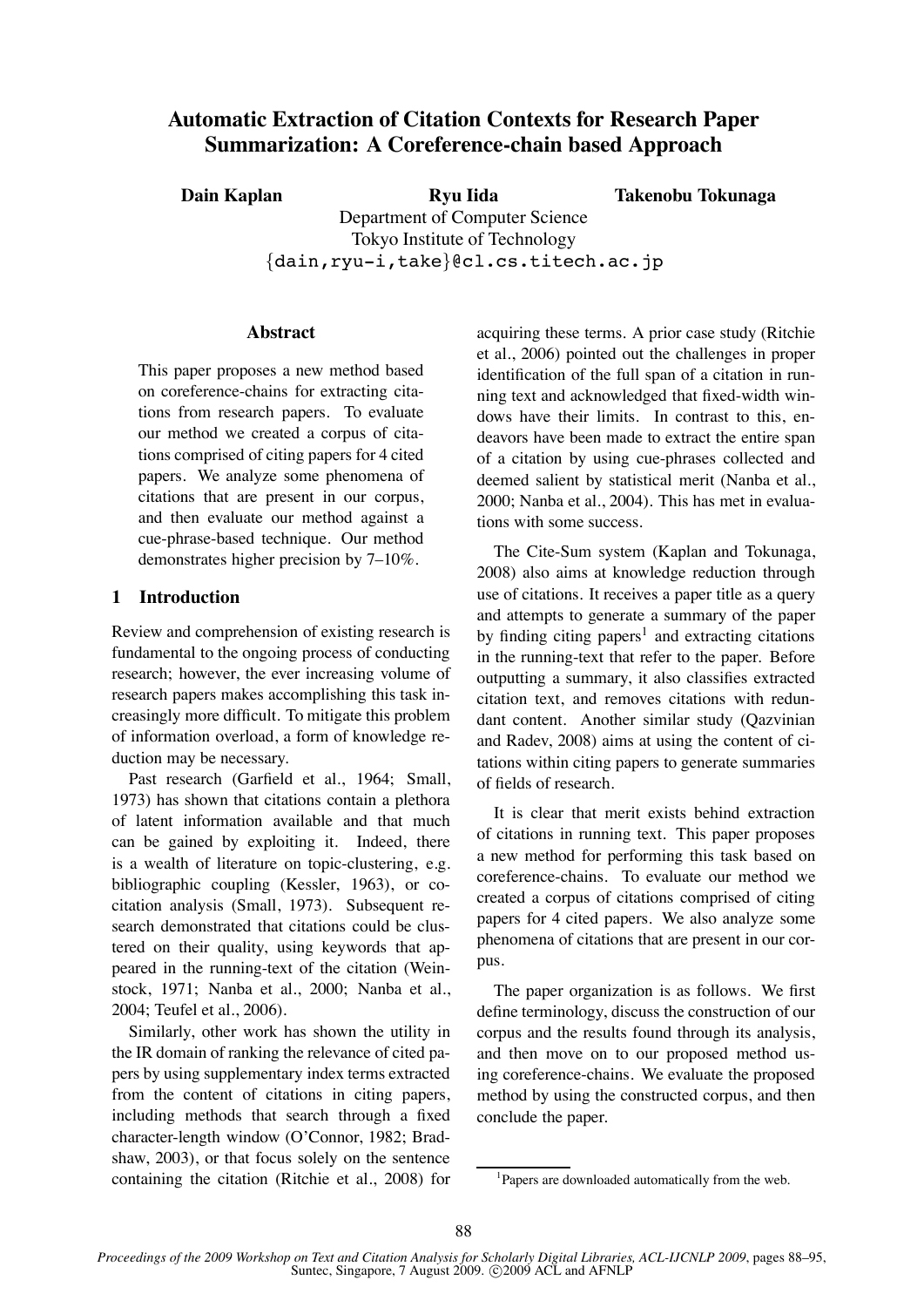# Automatic Extraction of Citation Contexts for Research Paper Summarization: A Coreference-chain based Approach

**Dain Kaplan** **Ryu Iida** **Takenobu Tokunaga**

Department of Computer Science
Tokyo Institute of Technology
{dain,ryu-i,take}@cl.cs.titech.ac.jp

## Abstract

This paper proposes a new method based on coreference-chains for extracting citations from research papers. To evaluate our method we created a corpus of citations comprised of citing papers for 4 cited papers. We analyze some phenomena of citations that are present in our corpus, and then evaluate our method against a cue-phrase-based technique. Our method demonstrates higher precision by 7–10%.

## 1 Introduction

Review and comprehension of existing research is fundamental to the ongoing process of conducting research; however, the ever increasing volume of research papers makes accomplishing this task increasingly more difficult. To mitigate this problem of information overload, a form of knowledge reduction may be necessary.

Past research (Garfield et al., 1964; Small, 1973) has shown that citations contain a plethora of latent information available and that much can be gained by exploiting it. Indeed, there is a wealth of literature on topic-clustering, e.g. bibliographic coupling (Kessler, 1963), or co-citation analysis (Small, 1973). Subsequent research demonstrated that citations could be clustered on their quality, using keywords that appeared in the running-text of the citation (Weinstock, 1971; Nanba et al., 2000; Nanba et al., 2004; Teufel et al., 2006).

Similarly, other work has shown the utility in the IR domain of ranking the relevance of cited papers by using supplementary index terms extracted from the content of citations in citing papers, including methods that search through a fixed character-length window (O'Connor, 1982; Bradshaw, 2003), or that focus solely on the sentence containing the citation (Ritchie et al., 2008) for acquiring these terms. A prior case study (Ritchie et al., 2006) pointed out the challenges in proper identification of the full span of a citation in running text and acknowledged that fixed-width windows have their limits. In contrast to this, endeavors have been made to extract the entire span of a citation by using cue-phrases collected and deemed salient by statistical merit (Nanba et al., 2000; Nanba et al., 2004). This has met in evaluations with some success.

The Cite-Sum system (Kaplan and Tokunaga, 2008) also aims at knowledge reduction through use of citations. It receives a paper title as a query and attempts to generate a summary of the paper by finding citing papers[1] and extracting citations in the running-text that refer to the paper. Before outputting a summary, it also classifies extracted citation text, and removes citations with redundant content. Another similar study (Qazvinian and Radev, 2008) aims at using the content of citations within citing papers to generate summaries of fields of research.

It is clear that merit exists behind extraction of citations in running text. This paper proposes a new method for performing this task based on coreference-chains. To evaluate our method we created a corpus of citations comprised of citing papers for 4 cited papers. We also analyze some phenomena of citations that are present in our corpus.

The paper organization is as follows. We first define terminology, discuss the construction of our corpus and the results found through its analysis, and then move on to our proposed method using coreference-chains. We evaluate the proposed method by using the constructed corpus, and then conclude the paper.

[1] Papers are downloaded automatically from the web.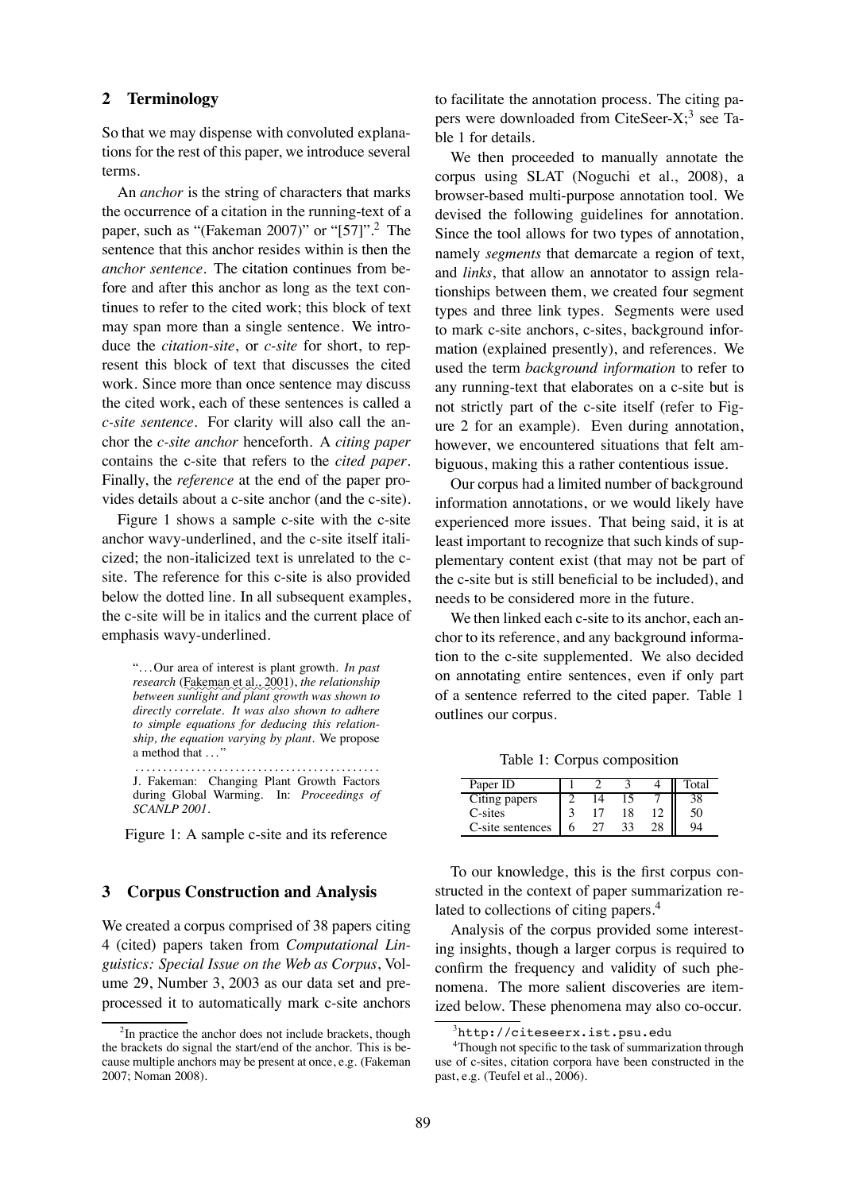## 2 Terminology

So that we may dispense with convoluted explanations for the rest of this paper, we introduce several terms.

An *anchor* is the string of characters that marks the occurrence of a citation in the running-text of a paper, such as "(Fakeman 2007)" or "[57]".[2] The sentence that this anchor resides within is then the *anchor sentence*. The citation continues from before and after this anchor as long as the text continues to refer to the cited work; this block of text may span more than a single sentence. We introduce the *citation-site*, or *c-site* for short, to represent this block of text that discusses the cited work. Since more than once sentence may discuss the cited work, each of these sentences is called a *c-site sentence*. For clarity will also call the anchor the *c-site anchor* henceforth. A *citing paper* contains the c-site that refers to the *cited paper*. Finally, the *reference* at the end of the paper provides details about a c-site anchor (and the c-site).

Figure 1 shows a sample c-site with the c-site anchor wavy-underlined, and the c-site itself italicized; the non-italicized text is unrelated to the c-site. The reference for this c-site is also provided below the dotted line. In all subsequent examples, the c-site will be in italics and the current place of emphasis wavy-underlined.

> "...Our area of interest is plant growth. *In past research* (Fakeman et al., 2001), *the relationship between sunlight and plant growth was shown to directly correlate. It was also shown to adhere to simple equations for deducing this relationship, the equation varying by plant.* We propose a method that ..."
>
> ...........................................
>
> J. Fakeman: Changing Plant Growth Factors during Global Warming. In: *Proceedings of SCANLP 2001*.

Figure 1: A sample c-site and its reference

## 3 Corpus Construction and Analysis

We created a corpus comprised of 38 papers citing 4 (cited) papers taken from *Computational Linguistics: Special Issue on the Web as Corpus*, Volume 29, Number 3, 2003 as our data set and preprocessed it to automatically mark c-site anchors to facilitate the annotation process. The citing papers were downloaded from CiteSeer-X;[3] see Table 1 for details.

We then proceeded to manually annotate the corpus using SLAT (Noguchi et al., 2008), a browser-based multi-purpose annotation tool. We devised the following guidelines for annotation. Since the tool allows for two types of annotation, namely *segments* that demarcate a region of text, and *links*, that allow an annotator to assign relationships between them, we created four segment types and three link types. Segments were used to mark c-site anchors, c-sites, background information (explained presently), and references. We used the term *background information* to refer to any running-text that elaborates on a c-site but is not strictly part of the c-site itself (refer to Figure 2 for an example). Even during annotation, however, we encountered situations that felt ambiguous, making this a rather contentious issue.

Our corpus had a limited number of background information annotations, or we would likely have experienced more issues. That being said, it is at least important to recognize that such kinds of supplementary content exist (that may not be part of the c-site but is still beneficial to be included), and needs to be considered more in the future.

We then linked each c-site to its anchor, each anchor to its reference, and any background information to the c-site supplemented. We also decided on annotating entire sentences, even if only part of a sentence referred to the cited paper. Table 1 outlines our corpus.

Table 1: Corpus composition

| Paper ID | 1 | 2 | 3 | 4 | Total |
|---|---|---|---|---|---|
| Citing papers | 2 | 14 | 15 | 7 | 38 |
| C-sites | 3 | 17 | 18 | 12 | 50 |
| C-site sentences | 6 | 27 | 33 | 28 | 94 |

To our knowledge, this is the first corpus constructed in the context of paper summarization related to collections of citing papers.[4]

Analysis of the corpus provided some interesting insights, though a larger corpus is required to confirm the frequency and validity of such phenomena. The more salient discoveries are itemized below. These phenomena may also co-occur.

[2] In practice the anchor does not include brackets, though the brackets do signal the start/end of the anchor. This is because multiple anchors may be present at once, e.g. (Fakeman 2007; Noman 2008).

[3] `http://citeseerx.ist.psu.edu`

[4] Though not specific to the task of summarization through use of c-sites, citation corpora have been constructed in the past, e.g. (Teufel et al., 2006).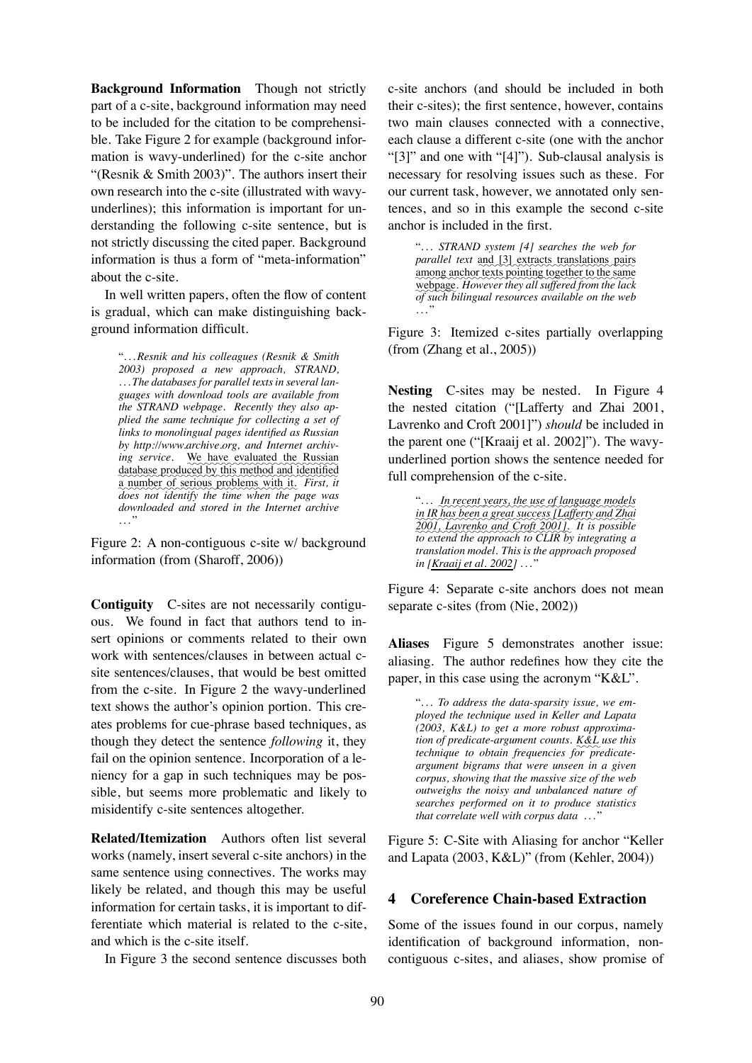**Background Information** Though not strictly part of a c-site, background information may need to be included for the citation to be comprehensible. Take Figure 2 for example (background information is wavy-underlined) for the c-site anchor "(Resnik & Smith 2003)". The authors insert their own research into the c-site (illustrated with wavy-underlines); this information is important for understanding the following c-site sentence, but is not strictly discussing the cited paper. Background information is thus a form of "meta-information" about the c-site.

In well written papers, often the flow of content is gradual, which can make distinguishing background information difficult.

> "*...Resnik and his colleagues (Resnik & Smith 2003) proposed a new approach, STRAND, ...The databases for parallel texts in several languages with download tools are available from the STRAND webpage. Recently they also applied the same technique for collecting a set of links to monolingual pages identified as Russian by http://www.archive.org, and Internet archiving service.* We have evaluated the Russian database produced by this method and identified a number of serious problems with it. *First, it does not identify the time when the page was downloaded and stored in the Internet archive ...*"

Figure 2: A non-contiguous c-site w/ background information (from (Sharoff, 2006))

**Contiguity** C-sites are not necessarily contiguous. We found in fact that authors tend to insert opinions or comments related to their own work with sentences/clauses in between actual c-site sentences/clauses, that would be best omitted from the c-site. In Figure 2 the wavy-underlined text shows the author's opinion portion. This creates problems for cue-phrase based techniques, as though they detect the sentence *following* it, they fail on the opinion sentence. Incorporation of a leniency for a gap in such techniques may be possible, but seems more problematic and likely to misidentify c-site sentences altogether.

**Related/Itemization** Authors often list several works (namely, insert several c-site anchors) in the same sentence using connectives. The works may likely be related, and though this may be useful information for certain tasks, it is important to differentiate which material is related to the c-site, and which is the c-site itself.

In Figure 3 the second sentence discusses both c-site anchors (and should be included in both their c-sites); the first sentence, however, contains two main clauses connected with a connective, each clause a different c-site (one with the anchor "[3]" and one with "[4]"). Sub-clausal analysis is necessary for resolving issues such as these. For our current task, however, we annotated only sentences, and so in this example the second c-site anchor is included in the first.

> "*... STRAND system [4] searches the web for parallel text* and [3] extracts translations pairs among anchor texts pointing together to the same webpage. *However they all suffered from the lack of such bilingual resources available on the web ...*"

Figure 3: Itemized c-sites partially overlapping (from (Zhang et al., 2005))

**Nesting** C-sites may be nested. In Figure 4 the nested citation ("[Lafferty and Zhai 2001, Lavrenko and Croft 2001]") *should* be included in the parent one ("[Kraaij et al. 2002]"). The wavy-underlined portion shows the sentence needed for full comprehension of the c-site.

> "*... In recent years, the use of language models in IR has been a great success [Lafferty and Zhai 2001, Lavrenko and Croft 2001]. It is possible to extend the approach to CLIR by integrating a translation model. This is the approach proposed in [Kraaij et al. 2002] ...*"

Figure 4: Separate c-site anchors does not mean separate c-sites (from (Nie, 2002))

**Aliases** Figure 5 demonstrates another issue: aliasing. The author redefines how they cite the paper, in this case using the acronym "K&L".

> "*... To address the data-sparsity issue, we employed the technique used in Keller and Lapata (2003, K&L) to get a more robust approximation of predicate-argument counts. K&L use this technique to obtain frequencies for predicate-argument bigrams that were unseen in a given corpus, showing that the massive size of the web outweighs the noisy and unbalanced nature of searches performed on it to produce statistics that correlate well with corpus data ...*"

Figure 5: C-Site with Aliasing for anchor "Keller and Lapata (2003, K&L)" (from (Kehler, 2004))

## 4 Coreference Chain-based Extraction

Some of the issues found in our corpus, namely identification of background information, non-contiguous c-sites, and aliases, show promise of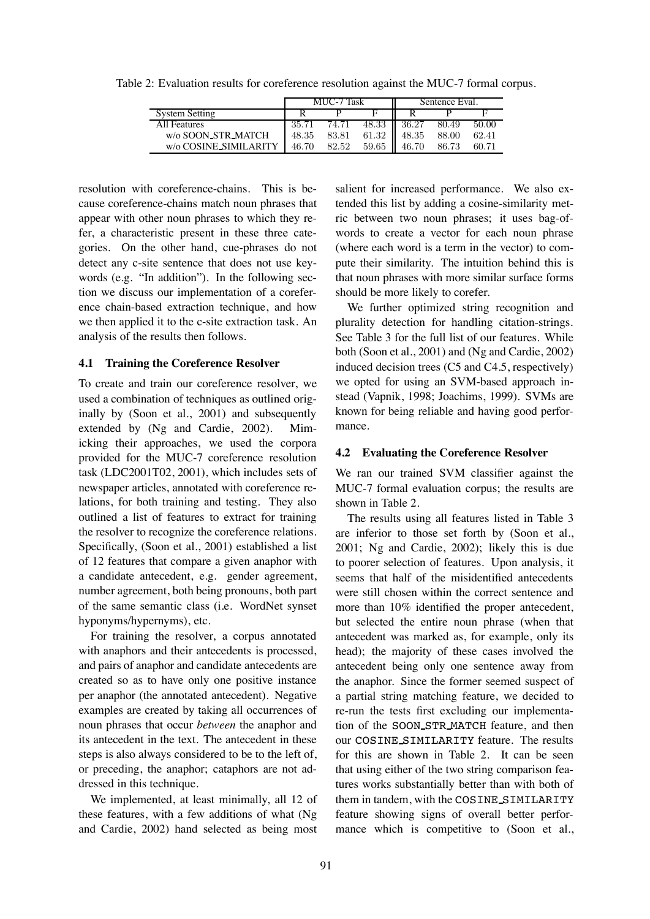Table 2: Evaluation results for coreference resolution against the MUC-7 formal corpus.

| | MUC-7 Task | | | Sentence Eval. | | |
|---|---|---|---|---|---|---|
| System Setting | R | P | F | R | P | F |
| All Features | 35.71 | 74.71 | 48.33 | 36.27 | 80.49 | 50.00 |
| w/o SOON_STR_MATCH | 48.35 | 83.81 | 61.32 | 48.35 | 88.00 | 62.41 |
| w/o COSINE_SIMILARITY | 46.70 | 82.52 | 59.65 | 46.70 | 86.73 | 60.71 |

resolution with coreference-chains. This is because coreference-chains match noun phrases that appear with other noun phrases to which they refer, a characteristic present in these three categories. On the other hand, cue-phrases do not detect any c-site sentence that does not use keywords (e.g. "In addition"). In the following section we discuss our implementation of a coreference chain-based extraction technique, and how we then applied it to the c-site extraction task. An analysis of the results then follows.

### 4.1 Training the Coreference Resolver

To create and train our coreference resolver, we used a combination of techniques as outlined originally by (Soon et al., 2001) and subsequently extended by (Ng and Cardie, 2002). Mimicking their approaches, we used the corpora provided for the MUC-7 coreference resolution task (LDC2001T02, 2001), which includes sets of newspaper articles, annotated with coreference relations, for both training and testing. They also outlined a list of features to extract for training the resolver to recognize the coreference relations. Specifically, (Soon et al., 2001) established a list of 12 features that compare a given anaphor with a candidate antecedent, e.g. gender agreement, number agreement, both being pronouns, both part of the same semantic class (i.e. WordNet synset hyponyms/hypernyms), etc.

For training the resolver, a corpus annotated with anaphors and their antecedents is processed, and pairs of anaphor and candidate antecedents are created so as to have only one positive instance per anaphor (the annotated antecedent). Negative examples are created by taking all occurrences of noun phrases that occur *between* the anaphor and its antecedent in the text. The antecedent in these steps is also always considered to be to the left of, or preceding, the anaphor; cataphors are not addressed in this technique.

We implemented, at least minimally, all 12 of these features, with a few additions of what (Ng and Cardie, 2002) hand selected as being most salient for increased performance. We also extended this list by adding a cosine-similarity metric between two noun phrases; it uses bag-of-words to create a vector for each noun phrase (where each word is a term in the vector) to compute their similarity. The intuition behind this is that noun phrases with more similar surface forms should be more likely to corefer.

We further optimized string recognition and plurality detection for handling citation-strings. See Table 3 for the full list of our features. While both (Soon et al., 2001) and (Ng and Cardie, 2002) induced decision trees (C5 and C4.5, respectively) we opted for using an SVM-based approach instead (Vapnik, 1998; Joachims, 1999). SVMs are known for being reliable and having good performance.

### 4.2 Evaluating the Coreference Resolver

We ran our trained SVM classifier against the MUC-7 formal evaluation corpus; the results are shown in Table 2.

The results using all features listed in Table 3 are inferior to those set forth by (Soon et al., 2001; Ng and Cardie, 2002); likely this is due to poorer selection of features. Upon analysis, it seems that half of the misidentified antecedents were still chosen within the correct sentence and more than 10% identified the proper antecedent, but selected the entire noun phrase (when that antecedent was marked as, for example, only its head); the majority of these cases involved the antecedent being only one sentence away from the anaphor. Since the former seemed suspect of a partial string matching feature, we decided to re-run the tests first excluding our implementation of the `SOON_STR_MATCH` feature, and then our `COSINE_SIMILARITY` feature. The results for this are shown in Table 2. It can be seen that using either of the two string comparison features works substantially better than with both of them in tandem, with the `COSINE_SIMILARITY` feature showing signs of overall better performance which is competitive to (Soon et al.,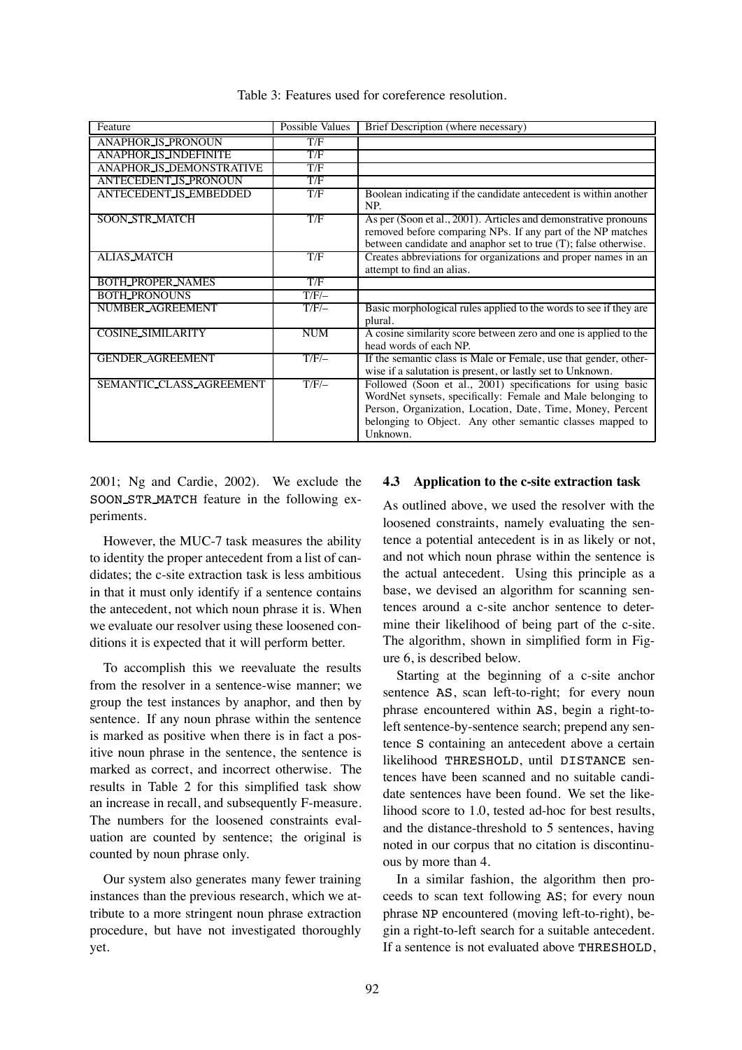Table 3: Features used for coreference resolution.

| Feature | Possible Values | Brief Description (where necessary) |
|---|---|---|
| ANAPHOR_IS_PRONOUN | T/F | |
| ANAPHOR_IS_INDEFINITE | T/F | |
| ANAPHOR_IS_DEMONSTRATIVE | T/F | |
| ANTECEDENT_IS_PRONOUN | T/F | |
| ANTECEDENT_IS_EMBEDDED | T/F | Boolean indicating if the candidate antecedent is within another NP. |
| SOON_STR_MATCH | T/F | As per (Soon et al., 2001). Articles and demonstrative pronouns removed before comparing NPs. If any part of the NP matches between candidate and anaphor set to true (T); false otherwise. |
| ALIAS_MATCH | T/F | Creates abbreviations for organizations and proper names in an attempt to find an alias. |
| BOTH_PROPER_NAMES | T/F | |
| BOTH_PRONOUNS | T/F/– | |
| NUMBER_AGREEMENT | T/F/– | Basic morphological rules applied to the words to see if they are plural. |
| COSINE_SIMILARITY | NUM | A cosine similarity score between zero and one is applied to the head words of each NP. |
| GENDER_AGREEMENT | T/F/– | If the semantic class is Male or Female, use that gender, otherwise if a salutation is present, or lastly set to Unknown. |
| SEMANTIC_CLASS_AGREEMENT | T/F/– | Followed (Soon et al., 2001) specifications for using basic WordNet synsets, specifically: Female and Male belonging to Person, Organization, Location, Date, Time, Money, Percent belonging to Object. Any other semantic classes mapped to Unknown. |

2001; Ng and Cardie, 2002). We exclude the SOON_STR_MATCH feature in the following experiments.

However, the MUC-7 task measures the ability to identity the proper antecedent from a list of candidates; the c-site extraction task is less ambitious in that it must only identify if a sentence contains the antecedent, not which noun phrase it is. When we evaluate our resolver using these loosened conditions it is expected that it will perform better.

To accomplish this we reevaluate the results from the resolver in a sentence-wise manner; we group the test instances by anaphor, and then by sentence. If any noun phrase within the sentence is marked as positive when there is in fact a positive noun phrase in the sentence, the sentence is marked as correct, and incorrect otherwise. The results in Table 2 for this simplified task show an increase in recall, and subsequently F-measure. The numbers for the loosened constraints evaluation are counted by sentence; the original is counted by noun phrase only.

Our system also generates many fewer training instances than the previous research, which we attribute to a more stringent noun phrase extraction procedure, but have not investigated thoroughly yet.

### 4.3 Application to the c-site extraction task

As outlined above, we used the resolver with the loosened constraints, namely evaluating the sentence a potential antecedent is in as likely or not, and not which noun phrase within the sentence is the actual antecedent. Using this principle as a base, we devised an algorithm for scanning sentences around a c-site anchor sentence to determine their likelihood of being part of the c-site. The algorithm, shown in simplified form in Figure 6, is described below.

Starting at the beginning of a c-site anchor sentence AS, scan left-to-right; for every noun phrase encountered within AS, begin a right-to-left sentence-by-sentence search; prepend any sentence S containing an antecedent above a certain likelihood THRESHOLD, until DISTANCE sentences have been scanned and no suitable candidate sentences have been found. We set the likelihood score to 1.0, tested ad-hoc for best results, and the distance-threshold to 5 sentences, having noted in our corpus that no citation is discontinuous by more than 4.

In a similar fashion, the algorithm then proceeds to scan text following AS; for every noun phrase NP encountered (moving left-to-right), begin a right-to-left search for a suitable antecedent. If a sentence is not evaluated above THRESHOLD,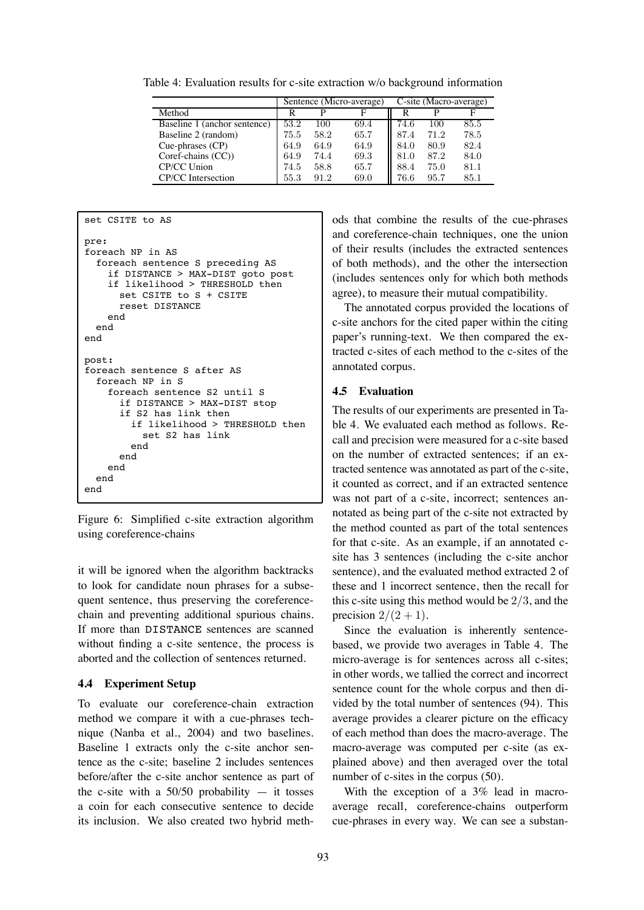Table 4: Evaluation results for c-site extraction w/o background information

| | Sentence (Micro-average) | | | C-site (Macro-average) | | |
|---|---|---|---|---|---|---|
| Method | R | P | F | R | P | F |
| Baseline 1 (anchor sentence) | 53.2 | 100 | 69.4 | 74.6 | 100 | 85.5 |
| Baseline 2 (random) | 75.5 | 58.2 | 65.7 | 87.4 | 71.2 | 78.5 |
| Cue-phrases (CP) | 64.9 | 64.9 | 64.9 | 84.0 | 80.9 | 82.4 |
| Coref-chains (CC)) | 64.9 | 74.4 | 69.3 | 81.0 | 87.2 | 84.0 |
| CP/CC Union | 74.5 | 58.8 | 65.7 | 88.4 | 75.0 | 81.1 |
| CP/CC Intersection | 55.3 | 91.2 | 69.0 | 76.6 | 95.7 | 85.1 |

```
set CSITE to AS

pre:
foreach NP in AS
  foreach sentence S preceding AS
    if DISTANCE > MAX-DIST goto post
    if likelihood > THRESHOLD then
      set CSITE to S + CSITE
      reset DISTANCE
    end
  end
end

post:
foreach sentence S after AS
  foreach NP in S
    foreach sentence S2 until S
      if DISTANCE > MAX-DIST stop
      if S2 has link then
        if likelihood > THRESHOLD then
          set S2 has link
        end
      end
    end
  end
end
```

Figure 6: Simplified c-site extraction algorithm using coreference-chains

it will be ignored when the algorithm backtracks to look for candidate noun phrases for a subsequent sentence, thus preserving the coreference-chain and preventing additional spurious chains. If more than DISTANCE sentences are scanned without finding a c-site sentence, the process is aborted and the collection of sentences returned.

### 4.4 Experiment Setup

To evaluate our coreference-chain extraction method we compare it with a cue-phrases technique (Nanba et al., 2004) and two baselines. Baseline 1 extracts only the c-site anchor sentence as the c-site; baseline 2 includes sentences before/after the c-site anchor sentence as part of the c-site with a 50/50 probability — it tosses a coin for each consecutive sentence to decide its inclusion. We also created two hybrid methods that combine the results of the cue-phrases and coreference-chain techniques, one the union of their results (includes the extracted sentences of both methods), and the other the intersection (includes sentences only for which both methods agree), to measure their mutual compatibility.

The annotated corpus provided the locations of c-site anchors for the cited paper within the citing paper's running-text. We then compared the extracted c-sites of each method to the c-sites of the annotated corpus.

### 4.5 Evaluation

The results of our experiments are presented in Table 4. We evaluated each method as follows. Recall and precision were measured for a c-site based on the number of extracted sentences; if an extracted sentence was annotated as part of the c-site, it counted as correct, and if an extracted sentence was not part of a c-site, incorrect; sentences annotated as being part of the c-site not extracted by the method counted as part of the total sentences for that c-site. As an example, if an annotated c-site has 3 sentences (including the c-site anchor sentence), and the evaluated method extracted 2 of these and 1 incorrect sentence, then the recall for this c-site using this method would be $2/3$, and the precision $2/(2+1)$.

Since the evaluation is inherently sentence-based, we provide two averages in Table 4. The micro-average is for sentences across all c-sites; in other words, we tallied the correct and incorrect sentence count for the whole corpus and then divided by the total number of sentences (94). This average provides a clearer picture on the efficacy of each method than does the macro-average. The macro-average was computed per c-site (as explained above) and then averaged over the total number of c-sites in the corpus (50).

With the exception of a 3% lead in macro-average recall, coreference-chains outperform cue-phrases in every way. We can see a substan-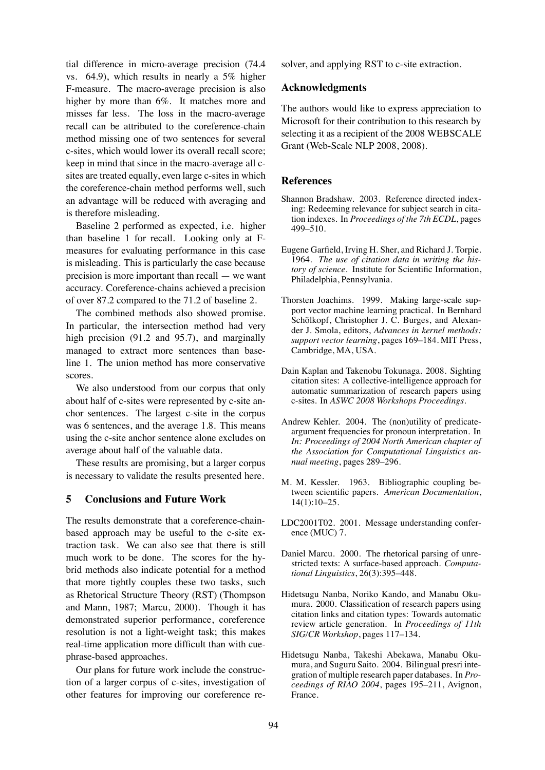tial difference in micro-average precision (74.4 vs. 64.9), which results in nearly a 5% higher F-measure. The macro-average precision is also higher by more than 6%. It matches more and misses far less. The loss in the macro-average recall can be attributed to the coreference-chain method missing one of two sentences for several c-sites, which would lower its overall recall score; keep in mind that since in the macro-average all c-sites are treated equally, even large c-sites in which the coreference-chain method performs well, such an advantage will be reduced with averaging and is therefore misleading.

Baseline 2 performed as expected, i.e. higher than baseline 1 for recall. Looking only at F-measures for evaluating performance in this case is misleading. This is particularly the case because precision is more important than recall — we want accuracy. Coreference-chains achieved a precision of over 87.2 compared to the 71.2 of baseline 2.

The combined methods also showed promise. In particular, the intersection method had very high precision (91.2 and 95.7), and marginally managed to extract more sentences than baseline 1. The union method has more conservative scores.

We also understood from our corpus that only about half of c-sites were represented by c-site anchor sentences. The largest c-site in the corpus was 6 sentences, and the average 1.8. This means using the c-site anchor sentence alone excludes on average about half of the valuable data.

These results are promising, but a larger corpus is necessary to validate the results presented here.

## 5 Conclusions and Future Work

The results demonstrate that a coreference-chain-based approach may be useful to the c-site extraction task. We can also see that there is still much work to be done. The scores for the hybrid methods also indicate potential for a method that more tightly couples these two tasks, such as Rhetorical Structure Theory (RST) (Thompson and Mann, 1987; Marcu, 2000). Though it has demonstrated superior performance, coreference resolution is not a light-weight task; this makes real-time application more difficult than with cue-phrase-based approaches.

Our plans for future work include the construction of a larger corpus of c-sites, investigation of other features for improving our coreference resolver, and applying RST to c-site extraction.

## Acknowledgments

The authors would like to express appreciation to Microsoft for their contribution to this research by selecting it as a recipient of the 2008 WEBSCALE Grant (Web-Scale NLP 2008, 2008).

## References

Shannon Bradshaw. 2003. Reference directed indexing: Redeeming relevance for subject search in citation indexes. In *Proceedings of the 7th ECDL*, pages 499–510.

Eugene Garfield, Irving H. Sher, and Richard J. Torpie. 1964. *The use of citation data in writing the history of science*. Institute for Scientific Information, Philadelphia, Pennsylvania.

Thorsten Joachims. 1999. Making large-scale support vector machine learning practical. In Bernhard Schölkopf, Christopher J. C. Burges, and Alexander J. Smola, editors, *Advances in kernel methods: support vector learning*, pages 169–184. MIT Press, Cambridge, MA, USA.

Dain Kaplan and Takenobu Tokunaga. 2008. Sighting citation sites: A collective-intelligence approach for automatic summarization of research papers using c-sites. In *ASWC 2008 Workshops Proceedings*.

Andrew Kehler. 2004. The (non)utility of predicate-argument frequencies for pronoun interpretation. In *In: Proceedings of 2004 North American chapter of the Association for Computational Linguistics annual meeting*, pages 289–296.

M. M. Kessler. 1963. Bibliographic coupling between scientific papers. *American Documentation*, 14(1):10–25.

LDC2001T02. 2001. Message understanding conference (MUC) 7.

Daniel Marcu. 2000. The rhetorical parsing of unrestricted texts: A surface-based approach. *Computational Linguistics*, 26(3):395–448.

Hidetsugu Nanba, Noriko Kando, and Manabu Okumura. 2000. Classification of research papers using citation links and citation types: Towards automatic review article generation. In *Proceedings of 11th SIG/CR Workshop*, pages 117–134.

Hidetsugu Nanba, Takeshi Abekawa, Manabu Okumura, and Suguru Saito. 2004. Bilingual presri integration of multiple research paper databases. In *Proceedings of RIAO 2004*, pages 195–211, Avignon, France.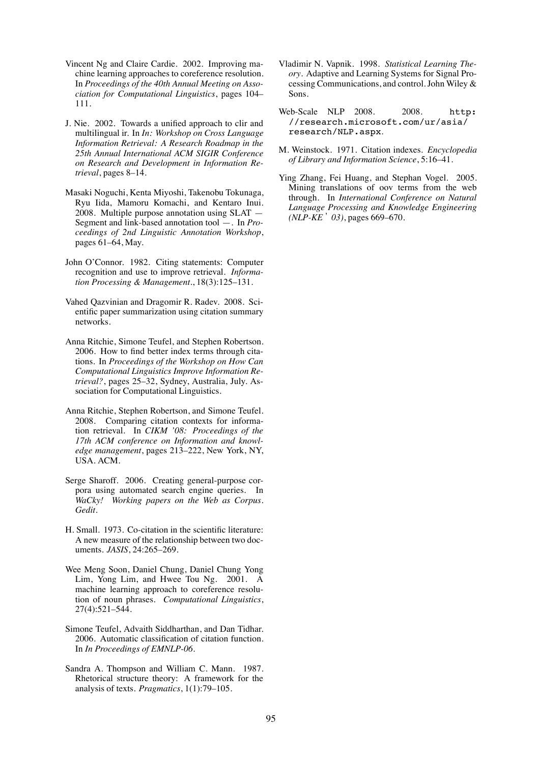Vincent Ng and Claire Cardie. 2002. Improving machine learning approaches to coreference resolution. In *Proceedings of the 40th Annual Meeting on Association for Computational Linguistics*, pages 104–111.

J. Nie. 2002. Towards a unified approach to clir and multilingual ir. In *In: Workshop on Cross Language Information Retrieval: A Research Roadmap in the 25th Annual International ACM SIGIR Conference on Research and Development in Information Retrieval*, pages 8–14.

Masaki Noguchi, Kenta Miyoshi, Takenobu Tokunaga, Ryu Iida, Mamoru Komachi, and Kentaro Inui. 2008. Multiple purpose annotation using SLAT — Segment and link-based annotation tool —. In *Proceedings of 2nd Linguistic Annotation Workshop*, pages 61–64, May.

John O'Connor. 1982. Citing statements: Computer recognition and use to improve retrieval. *Information Processing & Management.*, 18(3):125–131.

Vahed Qazvinian and Dragomir R. Radev. 2008. Scientific paper summarization using citation summary networks.

Anna Ritchie, Simone Teufel, and Stephen Robertson. 2006. How to find better index terms through citations. In *Proceedings of the Workshop on How Can Computational Linguistics Improve Information Retrieval?*, pages 25–32, Sydney, Australia, July. Association for Computational Linguistics.

Anna Ritchie, Stephen Robertson, and Simone Teufel. 2008. Comparing citation contexts for information retrieval. In *CIKM '08: Proceedings of the 17th ACM conference on Information and knowledge management*, pages 213–222, New York, NY, USA. ACM.

Serge Sharoff. 2006. Creating general-purpose corpora using automated search engine queries. In *WaCky! Working papers on the Web as Corpus. Gedit.*

H. Small. 1973. Co-citation in the scientific literature: A new measure of the relationship between two documents. *JASIS*, 24:265–269.

Wee Meng Soon, Daniel Chung, Daniel Chung Yong Lim, Yong Lim, and Hwee Tou Ng. 2001. A machine learning approach to coreference resolution of noun phrases. *Computational Linguistics*, 27(4):521–544.

Simone Teufel, Advaith Siddharthan, and Dan Tidhar. 2006. Automatic classification of citation function. In *In Proceedings of EMNLP-06.*

Sandra A. Thompson and William C. Mann. 1987. Rhetorical structure theory: A framework for the analysis of texts. *Pragmatics*, 1(1):79–105.

Vladimir N. Vapnik. 1998. *Statistical Learning Theory*. Adaptive and Learning Systems for Signal Processing Communications, and control. John Wiley & Sons.

Web-Scale NLP 2008. 2008. `http://research.microsoft.com/ur/asia/research/NLP.aspx`.

M. Weinstock. 1971. Citation indexes. *Encyclopedia of Library and Information Science*, 5:16–41.

Ying Zhang, Fei Huang, and Stephan Vogel. 2005. Mining translations of oov terms from the web through. In *International Conference on Natural Language Processing and Knowledge Engineering (NLP-KE' 03)*, pages 669–670.